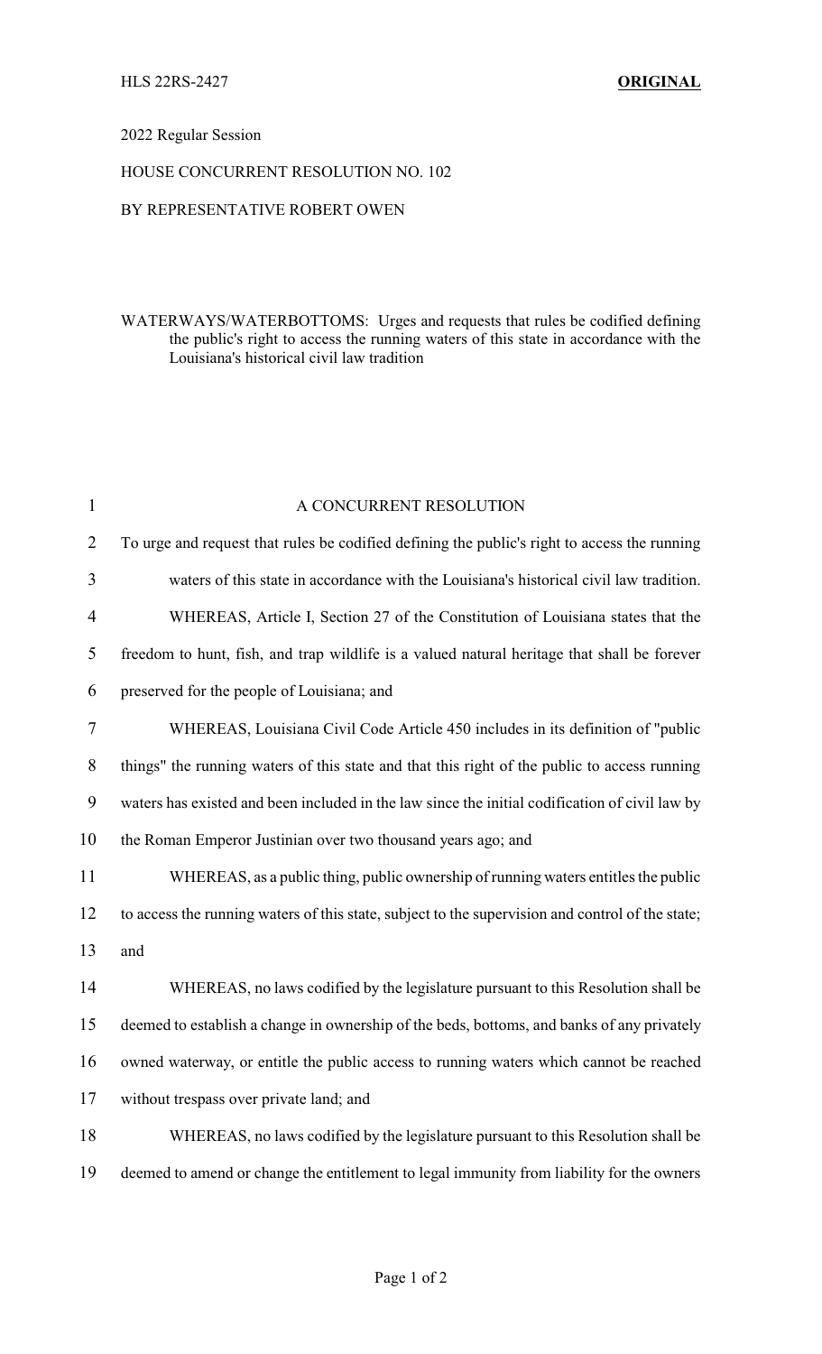HLS 22RS-2427 **ORIGINAL**

2022 Regular Session

HOUSE CONCURRENT RESOLUTION NO. 102

BY REPRESENTATIVE ROBERT OWEN

WATERWAYS/WATERBOTTOMS: Urges and requests that rules be codified defining the public's right to access the running waters of this state in accordance with the Louisiana's historical civil law tradition

A CONCURRENT RESOLUTION

To urge and request that rules be codified defining the public's right to access the running waters of this state in accordance with the Louisiana's historical civil law tradition.

WHEREAS, Article I, Section 27 of the Constitution of Louisiana states that the freedom to hunt, fish, and trap wildlife is a valued natural heritage that shall be forever preserved for the people of Louisiana; and

WHEREAS, Louisiana Civil Code Article 450 includes in its definition of "public things" the running waters of this state and that this right of the public to access running waters has existed and been included in the law since the initial codification of civil law by the Roman Emperor Justinian over two thousand years ago; and

WHEREAS, as a public thing, public ownership of running waters entitles the public to access the running waters of this state, subject to the supervision and control of the state; and

WHEREAS, no laws codified by the legislature pursuant to this Resolution shall be deemed to establish a change in ownership of the beds, bottoms, and banks of any privately owned waterway, or entitle the public access to running waters which cannot be reached without trespass over private land; and

WHEREAS, no laws codified by the legislature pursuant to this Resolution shall be deemed to amend or change the entitlement to legal immunity from liability for the owners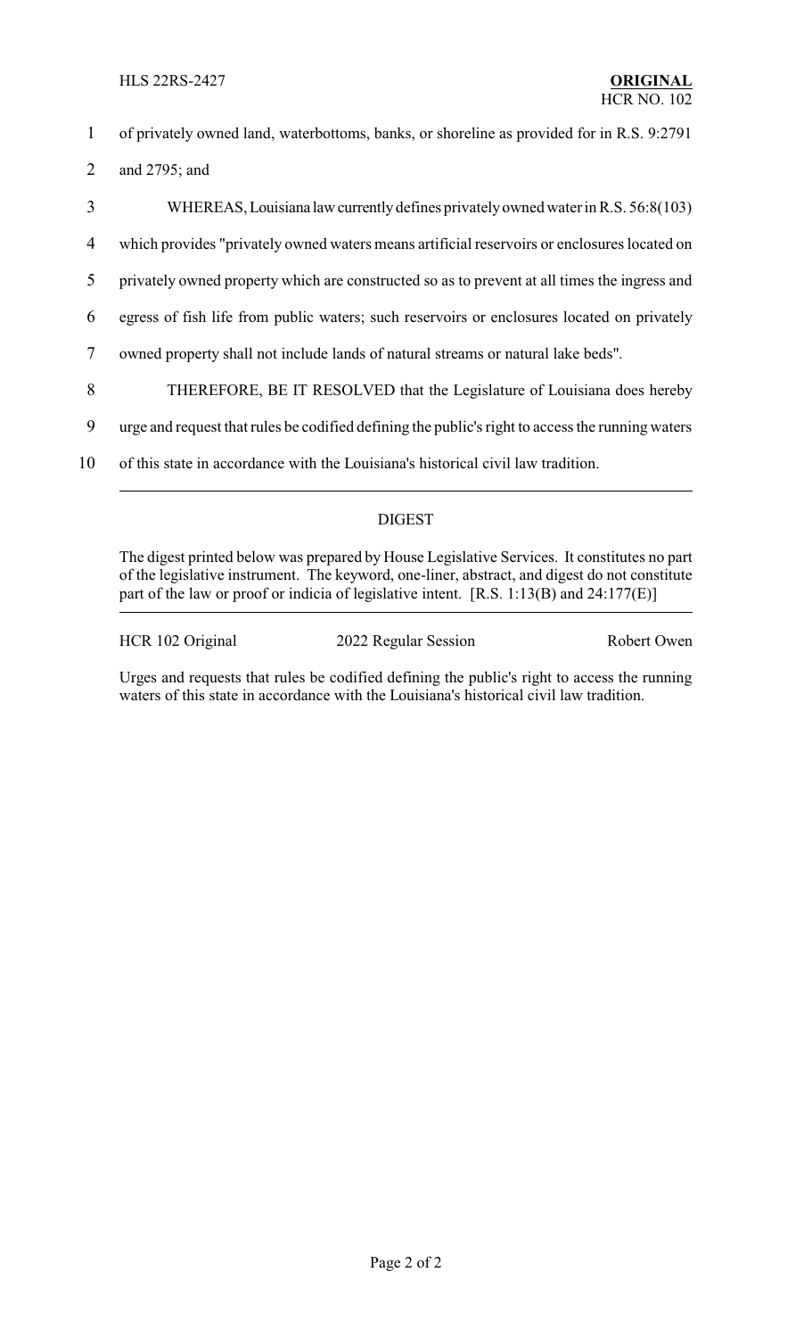of privately owned land, waterbottoms, banks, or shoreline as provided for in R.S. 9:2791 and 2795; and

WHEREAS, Louisiana law currently defines privately owned water in R.S. 56:8(103) which provides "privately owned waters means artificial reservoirs or enclosures located on privately owned property which are constructed so as to prevent at all times the ingress and egress of fish life from public waters; such reservoirs or enclosures located on privately owned property shall not include lands of natural streams or natural lake beds".

THEREFORE, BE IT RESOLVED that the Legislature of Louisiana does hereby urge and request that rules be codified defining the public's right to access the running waters of this state in accordance with the Louisiana's historical civil law tradition.

## DIGEST

The digest printed below was prepared by House Legislative Services. It constitutes no part of the legislative instrument. The keyword, one-liner, abstract, and digest do not constitute part of the law or proof or indicia of legislative intent. [R.S. 1:13(B) and 24:177(E)]

HCR 102 Original 2022 Regular Session Robert Owen

Urges and requests that rules be codified defining the public's right to access the running waters of this state in accordance with the Louisiana's historical civil law tradition.